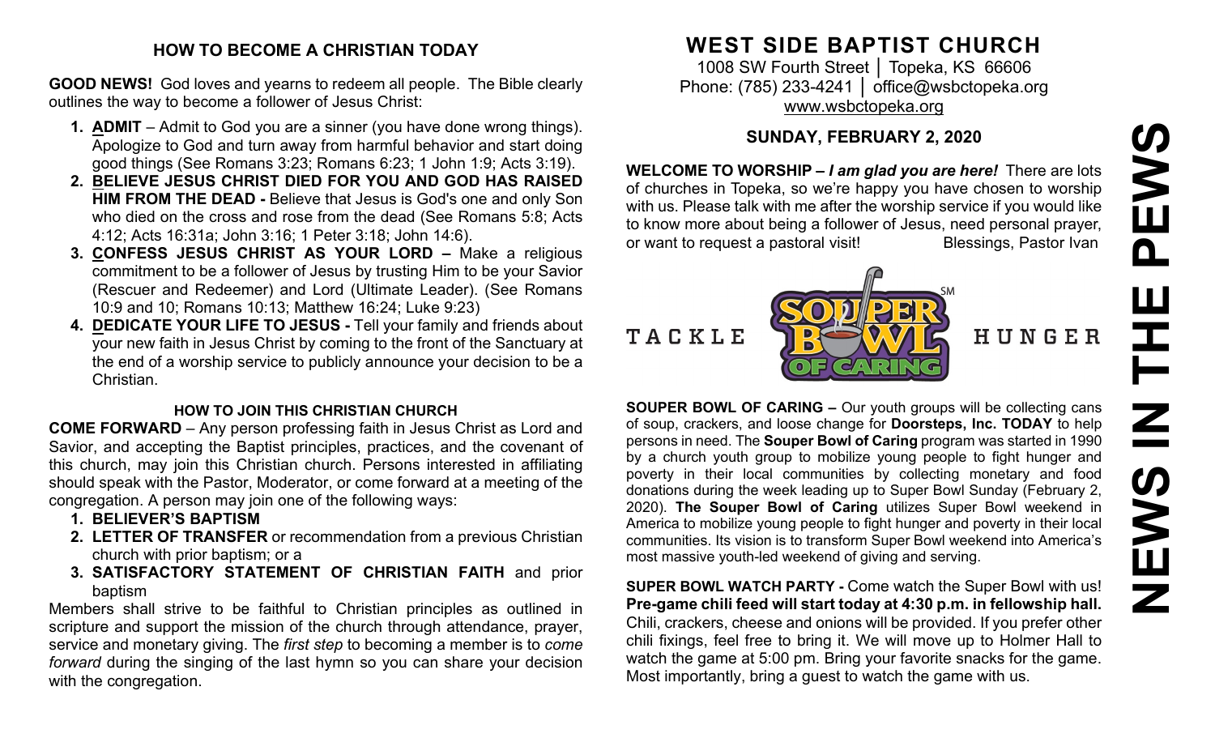## HOW TO BECOME A CHRISTIAN TODAY

**GOOD NEWS!** God loves and yearns to redeem all people. The Bible clearly outlines the way to become a follower of Jesus Christ:

1. **ADMIT** – Admit to God you are a sinner (you have done wrong things). Apologize to God and turn away from harmful behavior and start doing good things (See Romans 3:23; Romans 6:23; 1 John 1:9; Acts 3:19).
2. **BELIEVE JESUS CHRIST DIED FOR YOU AND GOD HAS RAISED HIM FROM THE DEAD -** Believe that Jesus is God's one and only Son who died on the cross and rose from the dead (See Romans 5:8; Acts 4:12; Acts 16:31a; John 3:16; 1 Peter 3:18; John 14:6).
3. **CONFESS JESUS CHRIST AS YOUR LORD –** Make a religious commitment to be a follower of Jesus by trusting Him to be your Savior (Rescuer and Redeemer) and Lord (Ultimate Leader). (See Romans 10:9 and 10; Romans 10:13; Matthew 16:24; Luke 9:23)
4. **DEDICATE YOUR LIFE TO JESUS -** Tell your family and friends about your new faith in Jesus Christ by coming to the front of the Sanctuary at the end of a worship service to publicly announce your decision to be a Christian.

### HOW TO JOIN THIS CHRISTIAN CHURCH

**COME FORWARD** – Any person professing faith in Jesus Christ as Lord and Savior, and accepting the Baptist principles, practices, and the covenant of this church, may join this Christian church. Persons interested in affiliating should speak with the Pastor, Moderator, or come forward at a meeting of the congregation. A person may join one of the following ways:

1. **BELIEVER'S BAPTISM**
2. **LETTER OF TRANSFER** or recommendation from a previous Christian church with prior baptism; or a
3. **SATISFACTORY STATEMENT OF CHRISTIAN FAITH** and prior baptism

Members shall strive to be faithful to Christian principles as outlined in scripture and support the mission of the church through attendance, prayer, service and monetary giving. The *first step* to becoming a member is to *come forward* during the singing of the last hymn so you can share your decision with the congregation.

# WEST SIDE BAPTIST CHURCH

1008 SW Fourth Street │ Topeka, KS 66606
Phone: (785) 233-4241 │ office@wsbctopeka.org
www.wsbctopeka.org

## SUNDAY, FEBRUARY 2, 2020

**WELCOME TO WORSHIP –** ***I am glad you are here!*** There are lots of churches in Topeka, so we're happy you have chosen to worship with us. Please talk with me after the worship service if you would like to know more about being a follower of Jesus, need personal prayer, or want to request a pastoral visit! Blessings, Pastor Ivan

TACKLE SOUPER BOWL OF CARING HUNGER

**SOUPER BOWL OF CARING –** Our youth groups will be collecting cans of soup, crackers, and loose change for **Doorsteps, Inc. TODAY** to help persons in need. The **Souper Bowl of Caring** program was started in 1990 by a church youth group to mobilize young people to fight hunger and poverty in their local communities by collecting monetary and food donations during the week leading up to Super Bowl Sunday (February 2, 2020). **The Souper Bowl of Caring** utilizes Super Bowl weekend in America to mobilize young people to fight hunger and poverty in their local communities. Its vision is to transform Super Bowl weekend into America's most massive youth-led weekend of giving and serving.

**SUPER BOWL WATCH PARTY -** Come watch the Super Bowl with us! **Pre-game chili feed will start today at 4:30 p.m. in fellowship hall.** Chili, crackers, cheese and onions will be provided. If you prefer other chili fixings, feel free to bring it. We will move up to Holmer Hall to watch the game at 5:00 pm. Bring your favorite snacks for the game. Most importantly, bring a guest to watch the game with us.

# NEWS IN THE PEWS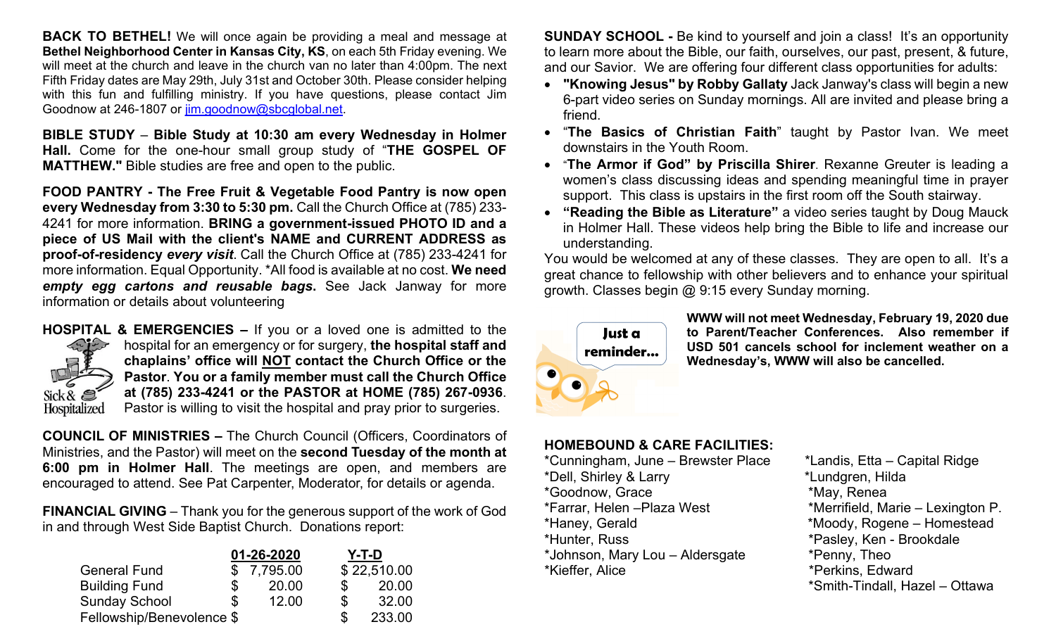**BACK TO BETHEL!** We will once again be providing a meal and message at **Bethel Neighborhood Center in Kansas City, KS**, on each 5th Friday evening. We will meet at the church and leave in the church van no later than 4:00pm. The next Fifth Friday dates are May 29th, July 31st and October 30th. Please consider helping with this fun and fulfilling ministry. If you have questions, please contact Jim Goodnow at 246-1807 or jim.goodnow@sbcglobal.net.

**BIBLE STUDY** – **Bible Study at 10:30 am every Wednesday in Holmer Hall.** Come for the one-hour small group study of "**THE GOSPEL OF MATTHEW."** Bible studies are free and open to the public.

**FOOD PANTRY - The Free Fruit & Vegetable Food Pantry is now open every Wednesday from 3:30 to 5:30 pm.** Call the Church Office at (785) 233-4241 for more information. **BRING a government-issued PHOTO ID and a piece of US Mail with the client's NAME and CURRENT ADDRESS as proof-of-residency *every visit*.** Call the Church Office at (785) 233-4241 for more information. Equal Opportunity. *All food is available at no cost. **We need *empty egg cartons and reusable bags*.** See Jack Janway for more information or details about volunteering

**HOSPITAL & EMERGENCIES –** If you or a loved one is admitted to the hospital for an emergency or for surgery, **the hospital staff and chaplains' office will NOT contact the Church Office or the Pastor**. **You or a family member must call the Church Office at (785) 233-4241 or the PASTOR at HOME (785) 267-0936**. Pastor is willing to visit the hospital and pray prior to surgeries.

**COUNCIL OF MINISTRIES –** The Church Council (Officers, Coordinators of Ministries, and the Pastor) will meet on the **second Tuesday of the month at 6:00 pm in Holmer Hall**. The meetings are open, and members are encouraged to attend. See Pat Carpenter, Moderator, for details or agenda.

**FINANCIAL GIVING** – Thank you for the generous support of the work of God in and through West Side Baptist Church. Donations report:

| | 01-26-2020 | Y-T-D |
|---|---|---|
| General Fund | $ 7,795.00 | $ 22,510.00 |
| Building Fund | $ 20.00 | $ 20.00 |
| Sunday School | $ 12.00 | $ 32.00 |
| Fellowship/Benevolence | $ | $ 233.00 |

**SUNDAY SCHOOL -** Be kind to yourself and join a class! It's an opportunity to learn more about the Bible, our faith, ourselves, our past, present, & future, and our Savior. We are offering four different class opportunities for adults:

- **"Knowing Jesus" by Robby Gallaty** Jack Janway's class will begin a new 6-part video series on Sunday mornings. All are invited and please bring a friend.
- "**The Basics of Christian Faith**" taught by Pastor Ivan. We meet downstairs in the Youth Room.
- "**The Armor if God" by Priscilla Shirer**. Rexanne Greuter is leading a women's class discussing ideas and spending meaningful time in prayer support. This class is upstairs in the first room off the South stairway.
- **"Reading the Bible as Literature"** a video series taught by Doug Mauck in Holmer Hall. These videos help bring the Bible to life and increase our understanding.

You would be welcomed at any of these classes. They are open to all. It's a great chance to fellowship with other believers and to enhance your spiritual growth. Classes begin @ 9:15 every Sunday morning.

Just a reminder...

**WWW will not meet Wednesday, February 19, 2020 due to Parent/Teacher Conferences. Also remember if USD 501 cancels school for inclement weather on a Wednesday's, WWW will also be cancelled.**

**HOMEBOUND & CARE FACILITIES:**

*Cunningham, June – Brewster Place
*Dell, Shirley & Larry
*Goodnow, Grace
*Farrar, Helen –Plaza West
*Haney, Gerald
*Hunter, Russ
*Johnson, Mary Lou – Aldersgate
*Kieffer, Alice
*Landis, Etta – Capital Ridge
*Lundgren, Hilda
*May, Renea
*Merrifield, Marie – Lexington P.
*Moody, Rogene – Homestead
*Pasley, Ken - Brookdale
*Penny, Theo
*Perkins, Edward
*Smith-Tindall, Hazel – Ottawa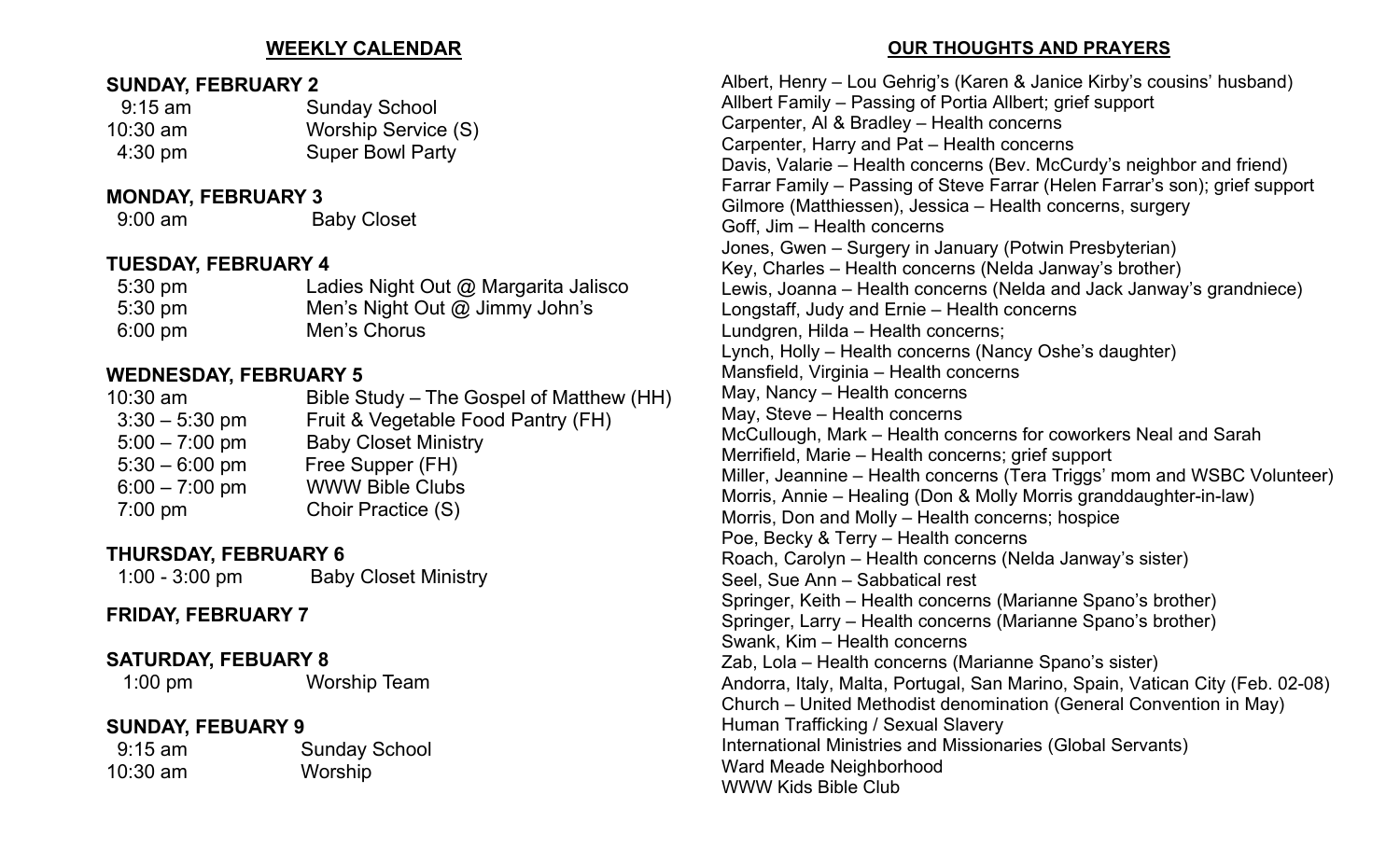## WEEKLY CALENDAR

**SUNDAY, FEBRUARY 2**

| | |
|---|---|
| 9:15 am | Sunday School |
| 10:30 am | Worship Service (S) |
| 4:30 pm | Super Bowl Party |

**MONDAY, FEBRUARY 3**

| | |
|---|---|
| 9:00 am | Baby Closet |

**TUESDAY, FEBRUARY 4**

| | |
|---|---|
| 5:30 pm | Ladies Night Out @ Margarita Jalisco |
| 5:30 pm | Men's Night Out @ Jimmy John's |
| 6:00 pm | Men's Chorus |

**WEDNESDAY, FEBRUARY 5**

| | |
|---|---|
| 10:30 am | Bible Study – The Gospel of Matthew (HH) |
| 3:30 – 5:30 pm | Fruit & Vegetable Food Pantry (FH) |
| 5:00 – 7:00 pm | Baby Closet Ministry |
| 5:30 – 6:00 pm | Free Supper (FH) |
| 6:00 – 7:00 pm | WWW Bible Clubs |
| 7:00 pm | Choir Practice (S) |

**THURSDAY, FEBRUARY 6**

| | |
|---|---|
| 1:00 - 3:00 pm | Baby Closet Ministry |

**FRIDAY, FEBRUARY 7**

**SATURDAY, FEBUARY 8**

| | |
|---|---|
| 1:00 pm | Worship Team |

**SUNDAY, FEBUARY 9**

| | |
|---|---|
| 9:15 am | Sunday School |
| 10:30 am | Worship |

## OUR THOUGHTS AND PRAYERS

Albert, Henry – Lou Gehrig's (Karen & Janice Kirby's cousins' husband)
Allbert Family – Passing of Portia Allbert; grief support
Carpenter, Al & Bradley – Health concerns
Carpenter, Harry and Pat – Health concerns
Davis, Valarie – Health concerns (Bev. McCurdy's neighbor and friend)
Farrar Family – Passing of Steve Farrar (Helen Farrar's son); grief support
Gilmore (Matthiessen), Jessica – Health concerns, surgery
Goff, Jim – Health concerns
Jones, Gwen – Surgery in January (Potwin Presbyterian)
Key, Charles – Health concerns (Nelda Janway's brother)
Lewis, Joanna – Health concerns (Nelda and Jack Janway's grandniece)
Longstaff, Judy and Ernie – Health concerns
Lundgren, Hilda – Health concerns;
Lynch, Holly – Health concerns (Nancy Oshe's daughter)
Mansfield, Virginia – Health concerns
May, Nancy – Health concerns
May, Steve – Health concerns
McCullough, Mark – Health concerns for coworkers Neal and Sarah
Merrifield, Marie – Health concerns; grief support
Miller, Jeannine – Health concerns (Tera Triggs' mom and WSBC Volunteer)
Morris, Annie – Healing (Don & Molly Morris granddaughter-in-law)
Morris, Don and Molly – Health concerns; hospice
Poe, Becky & Terry – Health concerns
Roach, Carolyn – Health concerns (Nelda Janway's sister)
Seel, Sue Ann – Sabbatical rest
Springer, Keith – Health concerns (Marianne Spano's brother)
Springer, Larry – Health concerns (Marianne Spano's brother)
Swank, Kim – Health concerns
Zab, Lola – Health concerns (Marianne Spano's sister)
Andorra, Italy, Malta, Portugal, San Marino, Spain, Vatican City (Feb. 02-08)
Church – United Methodist denomination (General Convention in May)
Human Trafficking / Sexual Slavery
International Ministries and Missionaries (Global Servants)
Ward Meade Neighborhood
WWW Kids Bible Club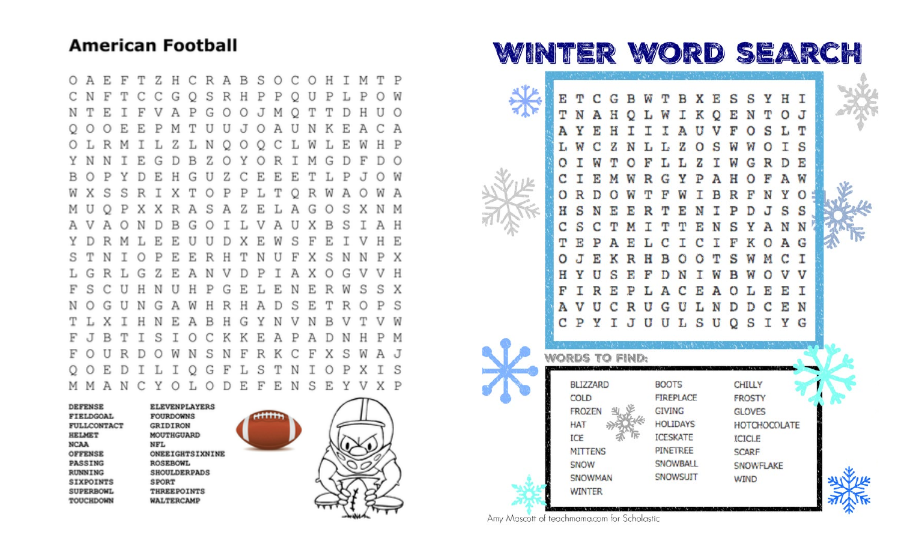## American Football

```
O A E F T Z H C R A B S O C O H I M T P
C N F T C C G Q S R H P P Q U P L P O W
N T E I F V A P G O O J M Q T T D H U O
Q O O E E P M T U U J O A U N K E A C A
O L R M I L Z L N Q O Q C L W L E W H P
Y N N I E G D B Z O Y O R I M G D F D O
B O P Y D E H G U Z C E E E T L P J O W
W X S S R I X T O P P L T Q R W A O W A
M U Q P X X R A S A Z E L A G O S X N M
A V A O N D B G O I L V A U X B S I A H
Y D R M L E E U U D X E W S F E I V H E
S T N I O P E E R H T N U F X S N N P X
L G R L G Z E A N V D P I A X O G V V H
F S C U H N U H P G E L E N E R W S S X
N O G U N G A W H R H A D S E T R O P S
T L X I H N E A B H G Y N V N B V T V W
F J B T I S I O C K K E A P A D N H P M
F O U R D O W N S N F R K C F X S W A J
Q O E D I L I Q G F L S T N I O P X I S
M M A N C Y O L O D E F E N S E Y V X P
```

DEFENSE
FIELDGOAL
FULLCONTACT
HELMET
NCAA
OFFENSE
PASSING
RUNNING
SIXPOINTS
SUPERBOWL
TOUCHDOWN
ELEVENPLAYERS
FOURDOWNS
GRIDIRON
MOUTHGUARD
NFL
ONEEIGHTSIXNINE
ROSEBOWL
SHOULDERPADS
SPORT
THREEPOINTS
WALTERCAMP

## WINTER WORD SEARCH

```
E T C G B W T B X E S S Y H I
T N A H Q L W I K Q E N T O J
A Y E H I I I A U V F O S L T
L W C Z N L L Z O S W W O I S
O I W T O F L L Z I W G R D E
C I E M W R G Y P A H O F A W
O R D O W T F W I B R F N Y O
H S N E E R T E N I P D J S S
C S C T M I T T E N S Y A N N
T E P A E L C I C I F K O A G
O J E K R H B O O T S W M C I
H Y U S E F D N I W B W O V V
F I R E P L A C E A O L E E I
A V U C R U G U L N D D C E N
C P Y I J U U L S U Q S I Y G
```

### WORDS TO FIND:

BLIZZARD
COLD
FROZEN
HAT
ICE
MITTENS
SNOW
SNOWMAN
WINTER
BOOTS
FIREPLACE
GIVING
HOLIDAYS
ICESKATE
PINETREE
SNOWBALL
SNOWSUIT
CHILLY
FROSTY
GLOVES
HOTCHOCOLATE
ICICLE
SCARF
SNOWFLAKE
WIND

Amy Mascott of teachmama.com for Scholastic